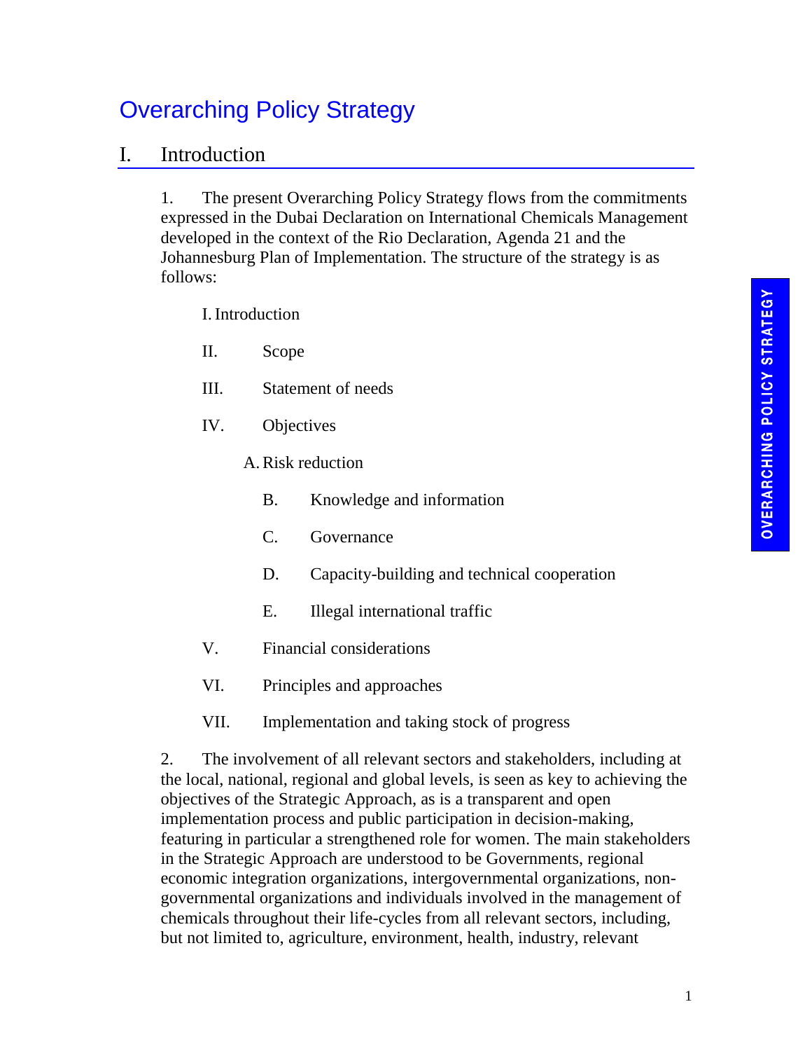# Overarching Policy Strategy

## I. Introduction

1. The present Overarching Policy Strategy flows from the commitments expressed in the Dubai Declaration on International Chemicals Management developed in the context of the Rio Declaration, Agenda 21 and the Johannesburg Plan of Implementation. The structure of the strategy is as follows:

   I. Introduction

   II. Scope

   III. Statement of needs

   IV. Objectives

      A. Risk reduction

      B. Knowledge and information

      C. Governance

      D. Capacity-building and technical cooperation

      E. Illegal international traffic

   V. Financial considerations

   VI. Principles and approaches

   VII. Implementation and taking stock of progress

2. The involvement of all relevant sectors and stakeholders, including at the local, national, regional and global levels, is seen as key to achieving the objectives of the Strategic Approach, as is a transparent and open implementation process and public participation in decision-making, featuring in particular a strengthened role for women. The main stakeholders in the Strategic Approach are understood to be Governments, regional economic integration organizations, intergovernmental organizations, non-governmental organizations and individuals involved in the management of chemicals throughout their life-cycles from all relevant sectors, including, but not limited to, agriculture, environment, health, industry, relevant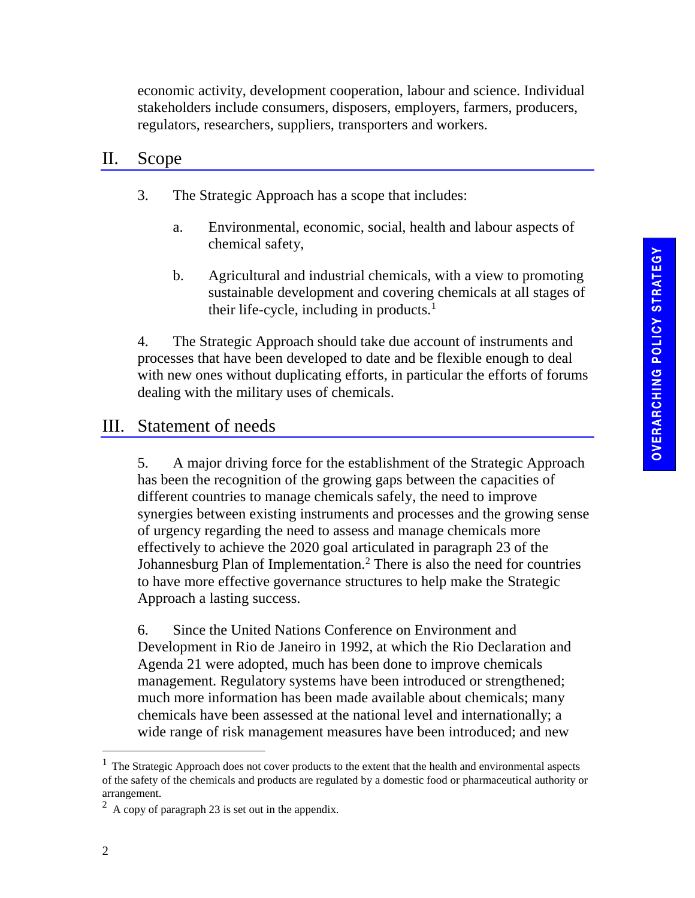economic activity, development cooperation, labour and science. Individual stakeholders include consumers, disposers, employers, farmers, producers, regulators, researchers, suppliers, transporters and workers.

## II. Scope

3. The Strategic Approach has a scope that includes:

   a. Environmental, economic, social, health and labour aspects of chemical safety,

   b. Agricultural and industrial chemicals, with a view to promoting sustainable development and covering chemicals at all stages of their life-cycle, including in products.[1]

4. The Strategic Approach should take due account of instruments and processes that have been developed to date and be flexible enough to deal with new ones without duplicating efforts, in particular the efforts of forums dealing with the military uses of chemicals.

## III. Statement of needs

5. A major driving force for the establishment of the Strategic Approach has been the recognition of the growing gaps between the capacities of different countries to manage chemicals safely, the need to improve synergies between existing instruments and processes and the growing sense of urgency regarding the need to assess and manage chemicals more effectively to achieve the 2020 goal articulated in paragraph 23 of the Johannesburg Plan of Implementation.[2] There is also the need for countries to have more effective governance structures to help make the Strategic Approach a lasting success.

6. Since the United Nations Conference on Environment and Development in Rio de Janeiro in 1992, at which the Rio Declaration and Agenda 21 were adopted, much has been done to improve chemicals management. Regulatory systems have been introduced or strengthened; much more information has been made available about chemicals; many chemicals have been assessed at the national level and internationally; a wide range of risk management measures have been introduced; and new

---

[1] The Strategic Approach does not cover products to the extent that the health and environmental aspects of the safety of the chemicals and products are regulated by a domestic food or pharmaceutical authority or arrangement.

[2] A copy of paragraph 23 is set out in the appendix.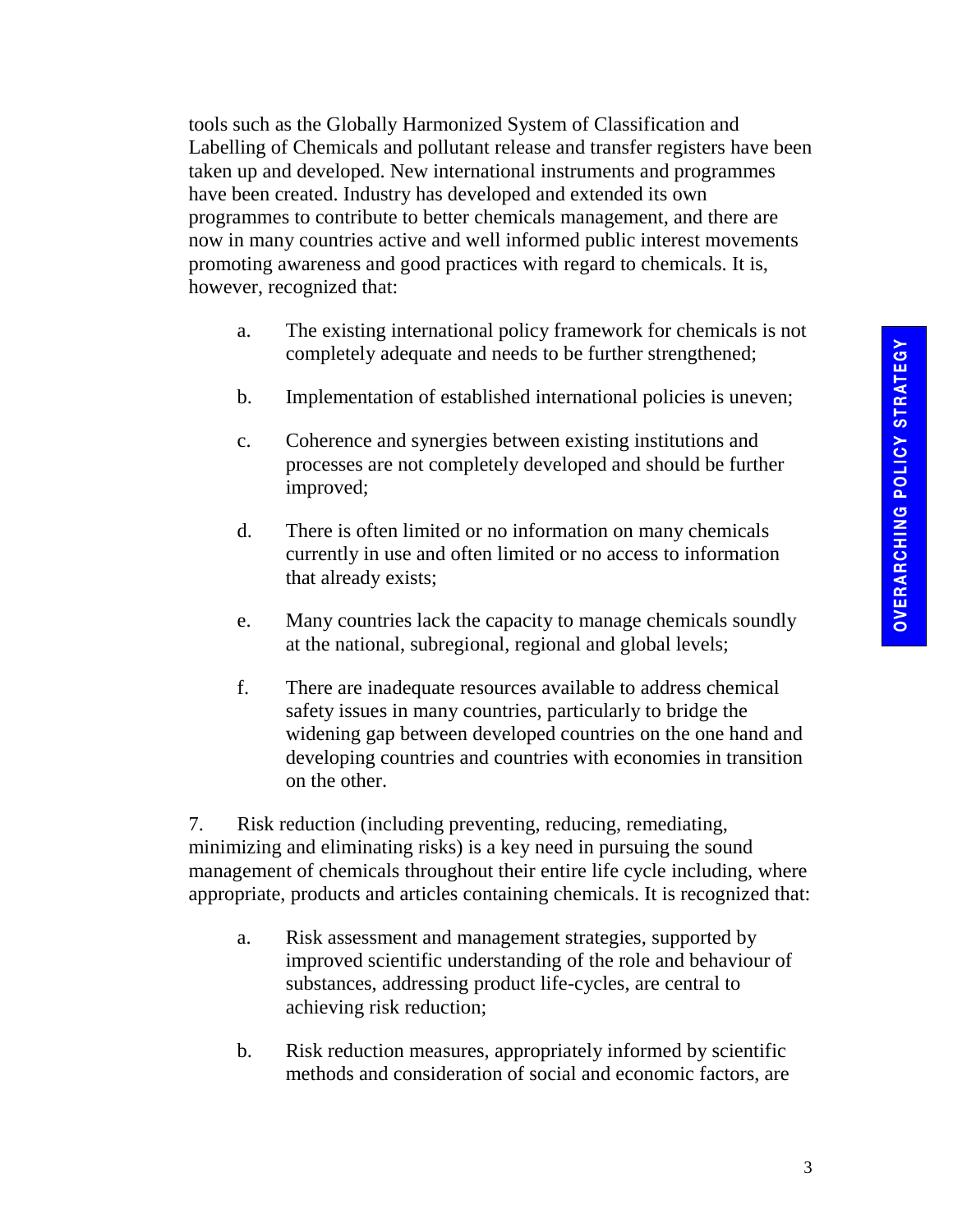tools such as the Globally Harmonized System of Classification and Labelling of Chemicals and pollutant release and transfer registers have been taken up and developed. New international instruments and programmes have been created. Industry has developed and extended its own programmes to contribute to better chemicals management, and there are now in many countries active and well informed public interest movements promoting awareness and good practices with regard to chemicals. It is, however, recognized that:

a. The existing international policy framework for chemicals is not completely adequate and needs to be further strengthened;

b. Implementation of established international policies is uneven;

c. Coherence and synergies between existing institutions and processes are not completely developed and should be further improved;

d. There is often limited or no information on many chemicals currently in use and often limited or no access to information that already exists;

e. Many countries lack the capacity to manage chemicals soundly at the national, subregional, regional and global levels;

f. There are inadequate resources available to address chemical safety issues in many countries, particularly to bridge the widening gap between developed countries on the one hand and developing countries and countries with economies in transition on the other.

7. Risk reduction (including preventing, reducing, remediating, minimizing and eliminating risks) is a key need in pursuing the sound management of chemicals throughout their entire life cycle including, where appropriate, products and articles containing chemicals. It is recognized that:

a. Risk assessment and management strategies, supported by improved scientific understanding of the role and behaviour of substances, addressing product life-cycles, are central to achieving risk reduction;

b. Risk reduction measures, appropriately informed by scientific methods and consideration of social and economic factors, are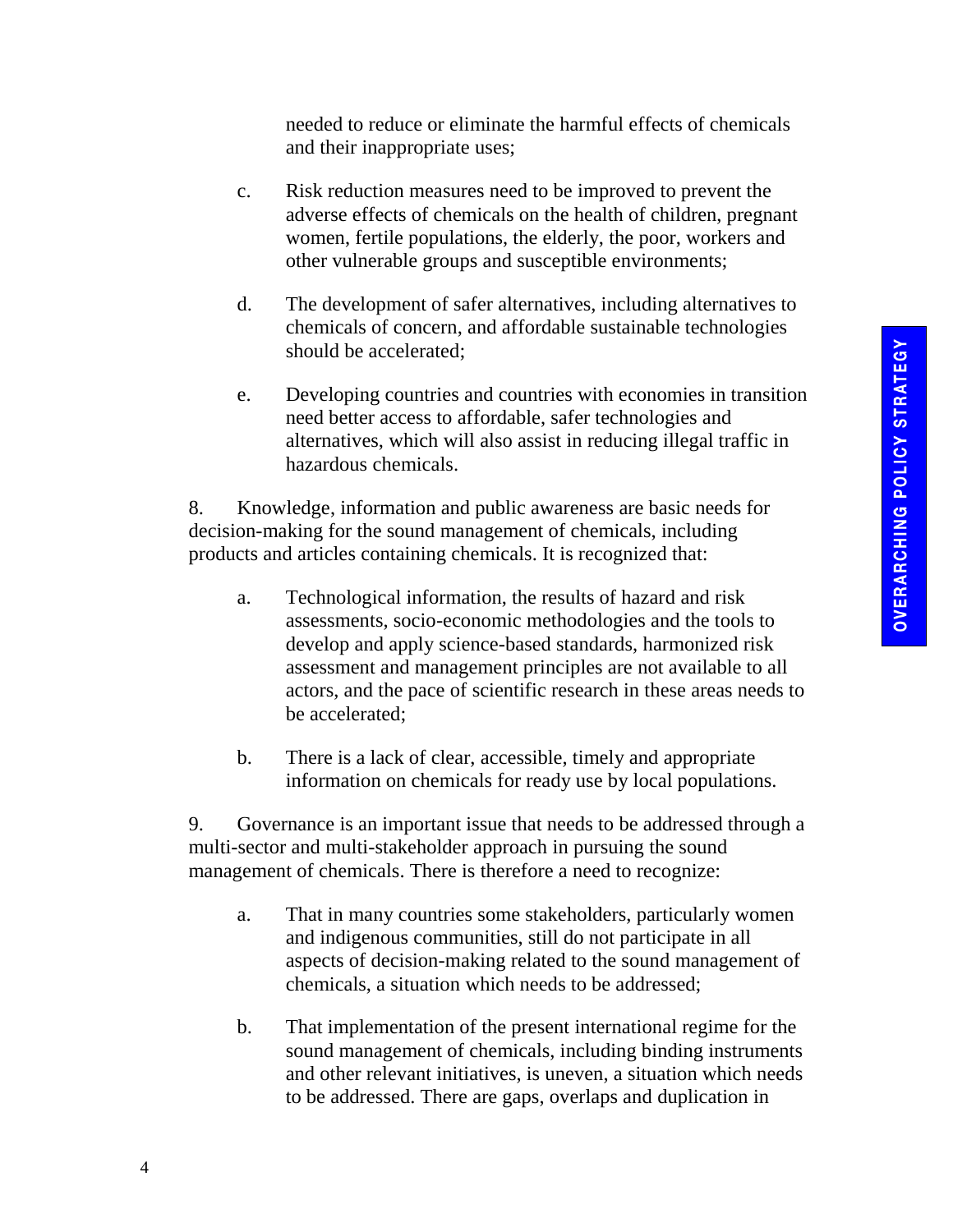needed to reduce or eliminate the harmful effects of chemicals and their inappropriate uses;

c. Risk reduction measures need to be improved to prevent the adverse effects of chemicals on the health of children, pregnant women, fertile populations, the elderly, the poor, workers and other vulnerable groups and susceptible environments;

d. The development of safer alternatives, including alternatives to chemicals of concern, and affordable sustainable technologies should be accelerated;

e. Developing countries and countries with economies in transition need better access to affordable, safer technologies and alternatives, which will also assist in reducing illegal traffic in hazardous chemicals.

8. Knowledge, information and public awareness are basic needs for decision-making for the sound management of chemicals, including products and articles containing chemicals. It is recognized that:

a. Technological information, the results of hazard and risk assessments, socio-economic methodologies and the tools to develop and apply science-based standards, harmonized risk assessment and management principles are not available to all actors, and the pace of scientific research in these areas needs to be accelerated;

b. There is a lack of clear, accessible, timely and appropriate information on chemicals for ready use by local populations.

9. Governance is an important issue that needs to be addressed through a multi-sector and multi-stakeholder approach in pursuing the sound management of chemicals. There is therefore a need to recognize:

a. That in many countries some stakeholders, particularly women and indigenous communities, still do not participate in all aspects of decision-making related to the sound management of chemicals, a situation which needs to be addressed;

b. That implementation of the present international regime for the sound management of chemicals, including binding instruments and other relevant initiatives, is uneven, a situation which needs to be addressed. There are gaps, overlaps and duplication in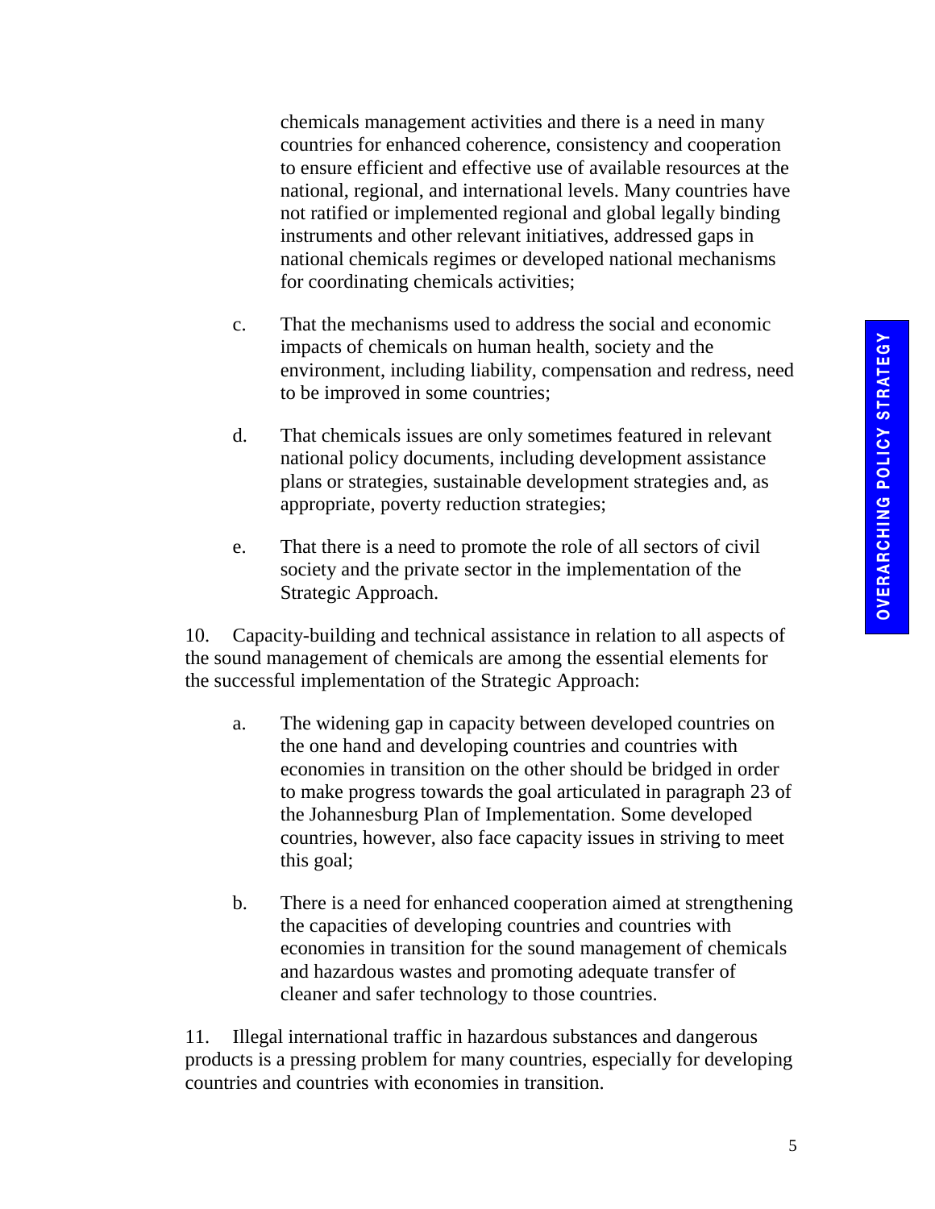chemicals management activities and there is a need in many countries for enhanced coherence, consistency and cooperation to ensure efficient and effective use of available resources at the national, regional, and international levels. Many countries have not ratified or implemented regional and global legally binding instruments and other relevant initiatives, addressed gaps in national chemicals regimes or developed national mechanisms for coordinating chemicals activities;

c. That the mechanisms used to address the social and economic impacts of chemicals on human health, society and the environment, including liability, compensation and redress, need to be improved in some countries;

d. That chemicals issues are only sometimes featured in relevant national policy documents, including development assistance plans or strategies, sustainable development strategies and, as appropriate, poverty reduction strategies;

e. That there is a need to promote the role of all sectors of civil society and the private sector in the implementation of the Strategic Approach.

10. Capacity-building and technical assistance in relation to all aspects of the sound management of chemicals are among the essential elements for the successful implementation of the Strategic Approach:

a. The widening gap in capacity between developed countries on the one hand and developing countries and countries with economies in transition on the other should be bridged in order to make progress towards the goal articulated in paragraph 23 of the Johannesburg Plan of Implementation. Some developed countries, however, also face capacity issues in striving to meet this goal;

b. There is a need for enhanced cooperation aimed at strengthening the capacities of developing countries and countries with economies in transition for the sound management of chemicals and hazardous wastes and promoting adequate transfer of cleaner and safer technology to those countries.

11. Illegal international traffic in hazardous substances and dangerous products is a pressing problem for many countries, especially for developing countries and countries with economies in transition.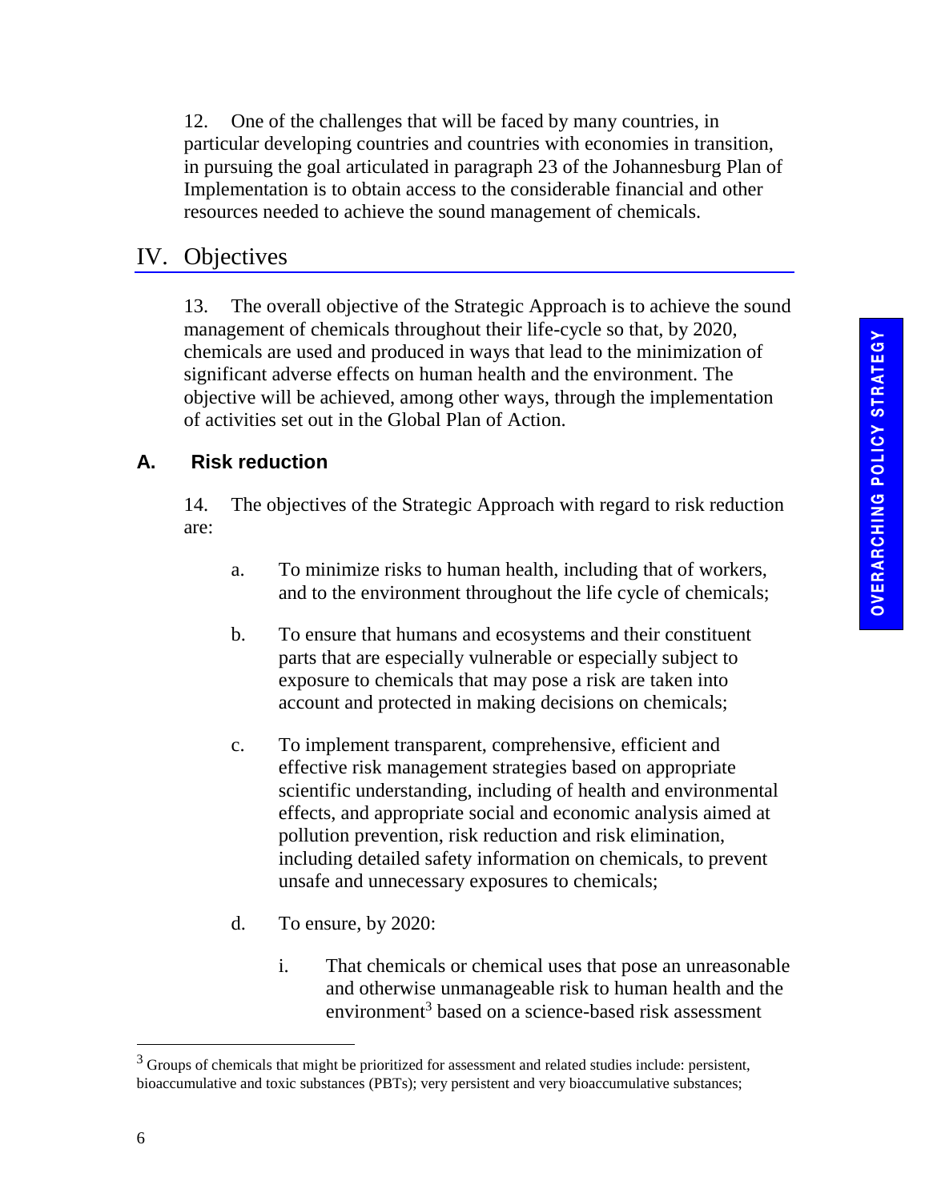12. One of the challenges that will be faced by many countries, in particular developing countries and countries with economies in transition, in pursuing the goal articulated in paragraph 23 of the Johannesburg Plan of Implementation is to obtain access to the considerable financial and other resources needed to achieve the sound management of chemicals.

# IV. Objectives

13. The overall objective of the Strategic Approach is to achieve the sound management of chemicals throughout their life-cycle so that, by 2020, chemicals are used and produced in ways that lead to the minimization of significant adverse effects on human health and the environment. The objective will be achieved, among other ways, through the implementation of activities set out in the Global Plan of Action.

## A. Risk reduction

14. The objectives of the Strategic Approach with regard to risk reduction are:

a. To minimize risks to human health, including that of workers, and to the environment throughout the life cycle of chemicals;

b. To ensure that humans and ecosystems and their constituent parts that are especially vulnerable or especially subject to exposure to chemicals that may pose a risk are taken into account and protected in making decisions on chemicals;

c. To implement transparent, comprehensive, efficient and effective risk management strategies based on appropriate scientific understanding, including of health and environmental effects, and appropriate social and economic analysis aimed at pollution prevention, risk reduction and risk elimination, including detailed safety information on chemicals, to prevent unsafe and unnecessary exposures to chemicals;

d. To ensure, by 2020:

i. That chemicals or chemical uses that pose an unreasonable and otherwise unmanageable risk to human health and the environment[3] based on a science-based risk assessment

---

[3] Groups of chemicals that might be prioritized for assessment and related studies include: persistent, bioaccumulative and toxic substances (PBTs); very persistent and very bioaccumulative substances;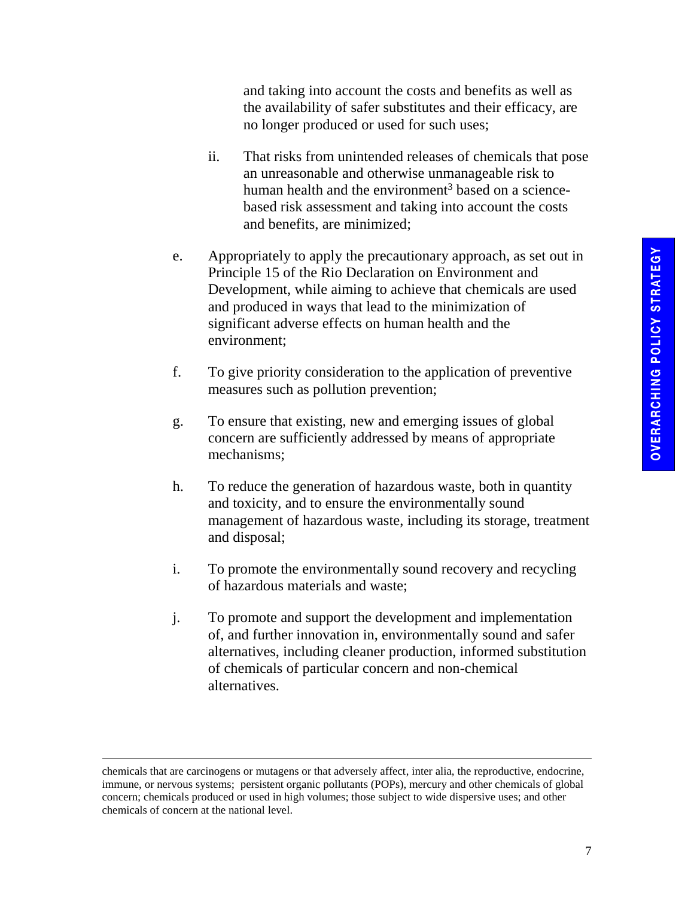and taking into account the costs and benefits as well as the availability of safer substitutes and their efficacy, are no longer produced or used for such uses;

ii. That risks from unintended releases of chemicals that pose an unreasonable and otherwise unmanageable risk to human health and the environment[3] based on a science-based risk assessment and taking into account the costs and benefits, are minimized;

e. Appropriately to apply the precautionary approach, as set out in Principle 15 of the Rio Declaration on Environment and Development, while aiming to achieve that chemicals are used and produced in ways that lead to the minimization of significant adverse effects on human health and the environment;

f. To give priority consideration to the application of preventive measures such as pollution prevention;

g. To ensure that existing, new and emerging issues of global concern are sufficiently addressed by means of appropriate mechanisms;

h. To reduce the generation of hazardous waste, both in quantity and toxicity, and to ensure the environmentally sound management of hazardous waste, including its storage, treatment and disposal;

i. To promote the environmentally sound recovery and recycling of hazardous materials and waste;

j. To promote and support the development and implementation of, and further innovation in, environmentally sound and safer alternatives, including cleaner production, informed substitution of chemicals of particular concern and non-chemical alternatives.

---

chemicals that are carcinogens or mutagens or that adversely affect, inter alia, the reproductive, endocrine, immune, or nervous systems; persistent organic pollutants (POPs), mercury and other chemicals of global concern; chemicals produced or used in high volumes; those subject to wide dispersive uses; and other chemicals of concern at the national level.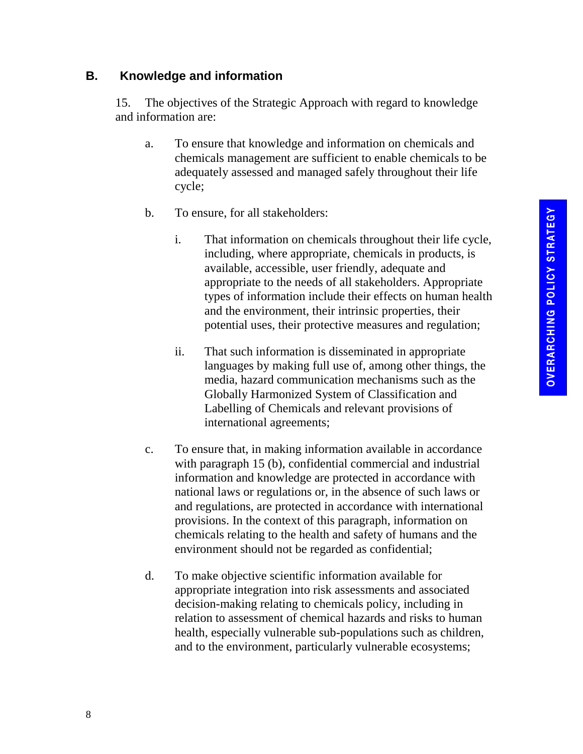## B. Knowledge and information

15. The objectives of the Strategic Approach with regard to knowledge and information are:

a. To ensure that knowledge and information on chemicals and chemicals management are sufficient to enable chemicals to be adequately assessed and managed safely throughout their life cycle;

b. To ensure, for all stakeholders:

   i. That information on chemicals throughout their life cycle, including, where appropriate, chemicals in products, is available, accessible, user friendly, adequate and appropriate to the needs of all stakeholders. Appropriate types of information include their effects on human health and the environment, their intrinsic properties, their potential uses, their protective measures and regulation;

   ii. That such information is disseminated in appropriate languages by making full use of, among other things, the media, hazard communication mechanisms such as the Globally Harmonized System of Classification and Labelling of Chemicals and relevant provisions of international agreements;

c. To ensure that, in making information available in accordance with paragraph 15 (b), confidential commercial and industrial information and knowledge are protected in accordance with national laws or regulations or, in the absence of such laws or and regulations, are protected in accordance with international provisions. In the context of this paragraph, information on chemicals relating to the health and safety of humans and the environment should not be regarded as confidential;

d. To make objective scientific information available for appropriate integration into risk assessments and associated decision-making relating to chemicals policy, including in relation to assessment of chemical hazards and risks to human health, especially vulnerable sub-populations such as children, and to the environment, particularly vulnerable ecosystems;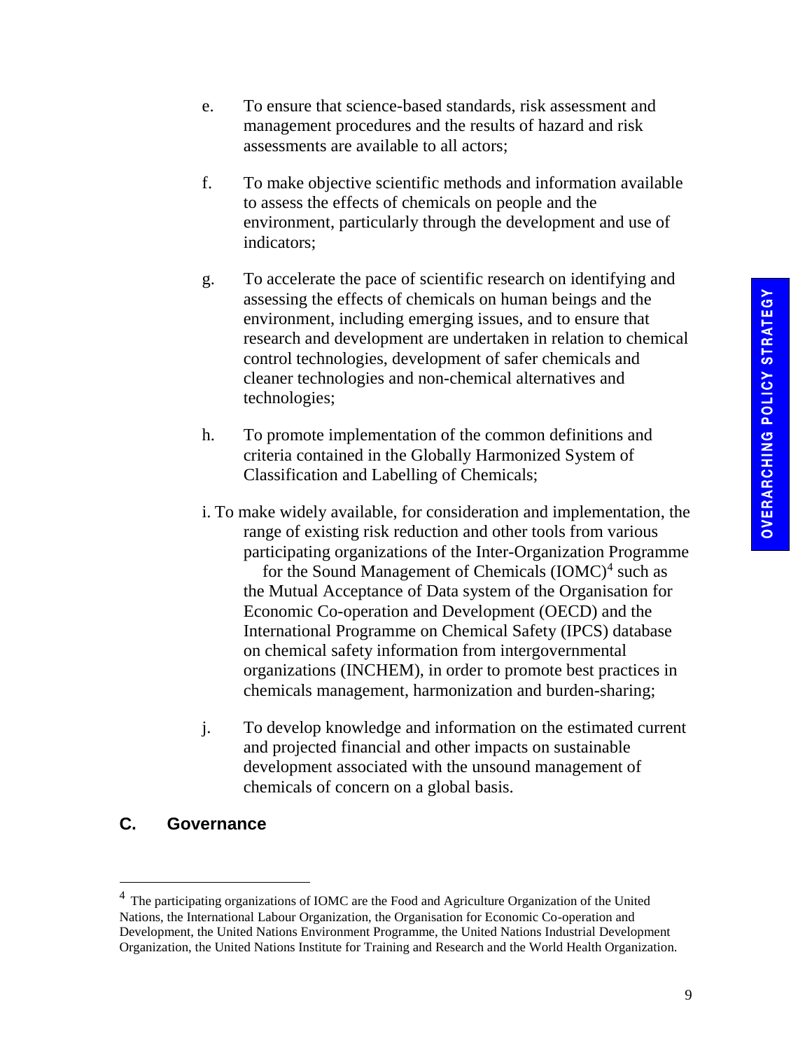e. To ensure that science-based standards, risk assessment and management procedures and the results of hazard and risk assessments are available to all actors;

f. To make objective scientific methods and information available to assess the effects of chemicals on people and the environment, particularly through the development and use of indicators;

g. To accelerate the pace of scientific research on identifying and assessing the effects of chemicals on human beings and the environment, including emerging issues, and to ensure that research and development are undertaken in relation to chemical control technologies, development of safer chemicals and cleaner technologies and non-chemical alternatives and technologies;

h. To promote implementation of the common definitions and criteria contained in the Globally Harmonized System of Classification and Labelling of Chemicals;

i. To make widely available, for consideration and implementation, the range of existing risk reduction and other tools from various participating organizations of the Inter-Organization Programme for the Sound Management of Chemicals (IOMC)[4] such as the Mutual Acceptance of Data system of the Organisation for Economic Co-operation and Development (OECD) and the International Programme on Chemical Safety (IPCS) database on chemical safety information from intergovernmental organizations (INCHEM), in order to promote best practices in chemicals management, harmonization and burden-sharing;

j. To develop knowledge and information on the estimated current and projected financial and other impacts on sustainable development associated with the unsound management of chemicals of concern on a global basis.

## C. Governance

[4] The participating organizations of IOMC are the Food and Agriculture Organization of the United Nations, the International Labour Organization, the Organisation for Economic Co-operation and Development, the United Nations Environment Programme, the United Nations Industrial Development Organization, the United Nations Institute for Training and Research and the World Health Organization.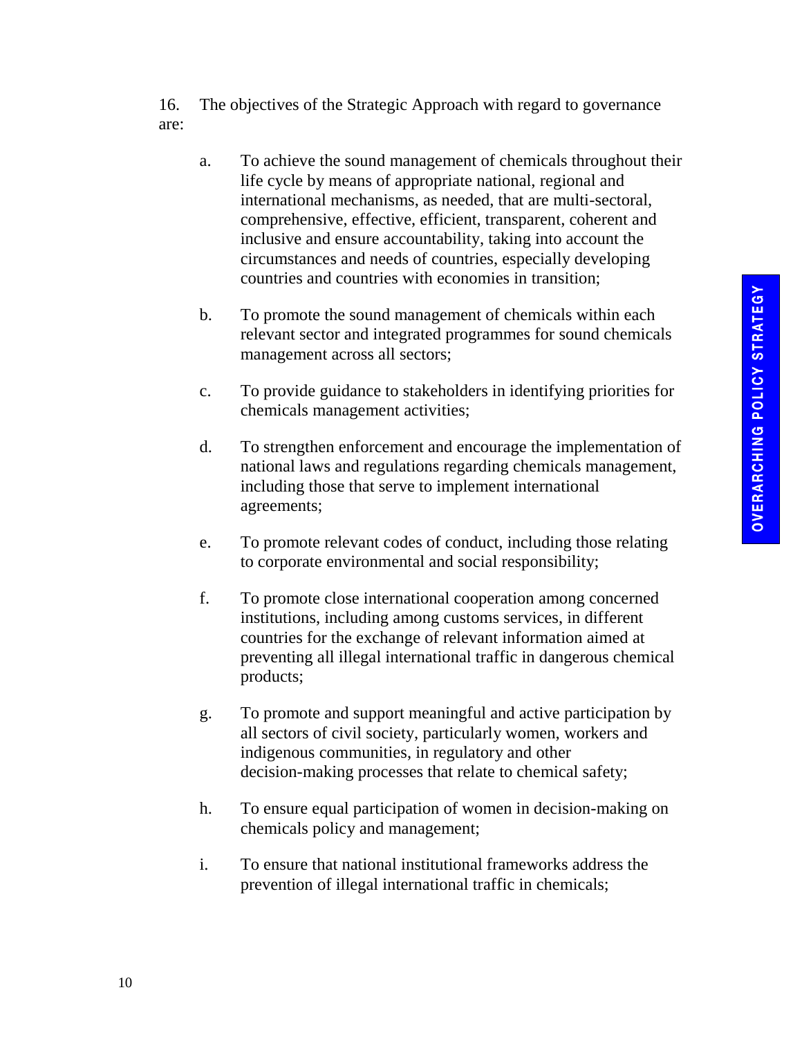16. The objectives of the Strategic Approach with regard to governance are:

a. To achieve the sound management of chemicals throughout their life cycle by means of appropriate national, regional and international mechanisms, as needed, that are multi-sectoral, comprehensive, effective, efficient, transparent, coherent and inclusive and ensure accountability, taking into account the circumstances and needs of countries, especially developing countries and countries with economies in transition;

b. To promote the sound management of chemicals within each relevant sector and integrated programmes for sound chemicals management across all sectors;

c. To provide guidance to stakeholders in identifying priorities for chemicals management activities;

d. To strengthen enforcement and encourage the implementation of national laws and regulations regarding chemicals management, including those that serve to implement international agreements;

e. To promote relevant codes of conduct, including those relating to corporate environmental and social responsibility;

f. To promote close international cooperation among concerned institutions, including among customs services, in different countries for the exchange of relevant information aimed at preventing all illegal international traffic in dangerous chemical products;

g. To promote and support meaningful and active participation by all sectors of civil society, particularly women, workers and indigenous communities, in regulatory and other decision-making processes that relate to chemical safety;

h. To ensure equal participation of women in decision-making on chemicals policy and management;

i. To ensure that national institutional frameworks address the prevention of illegal international traffic in chemicals;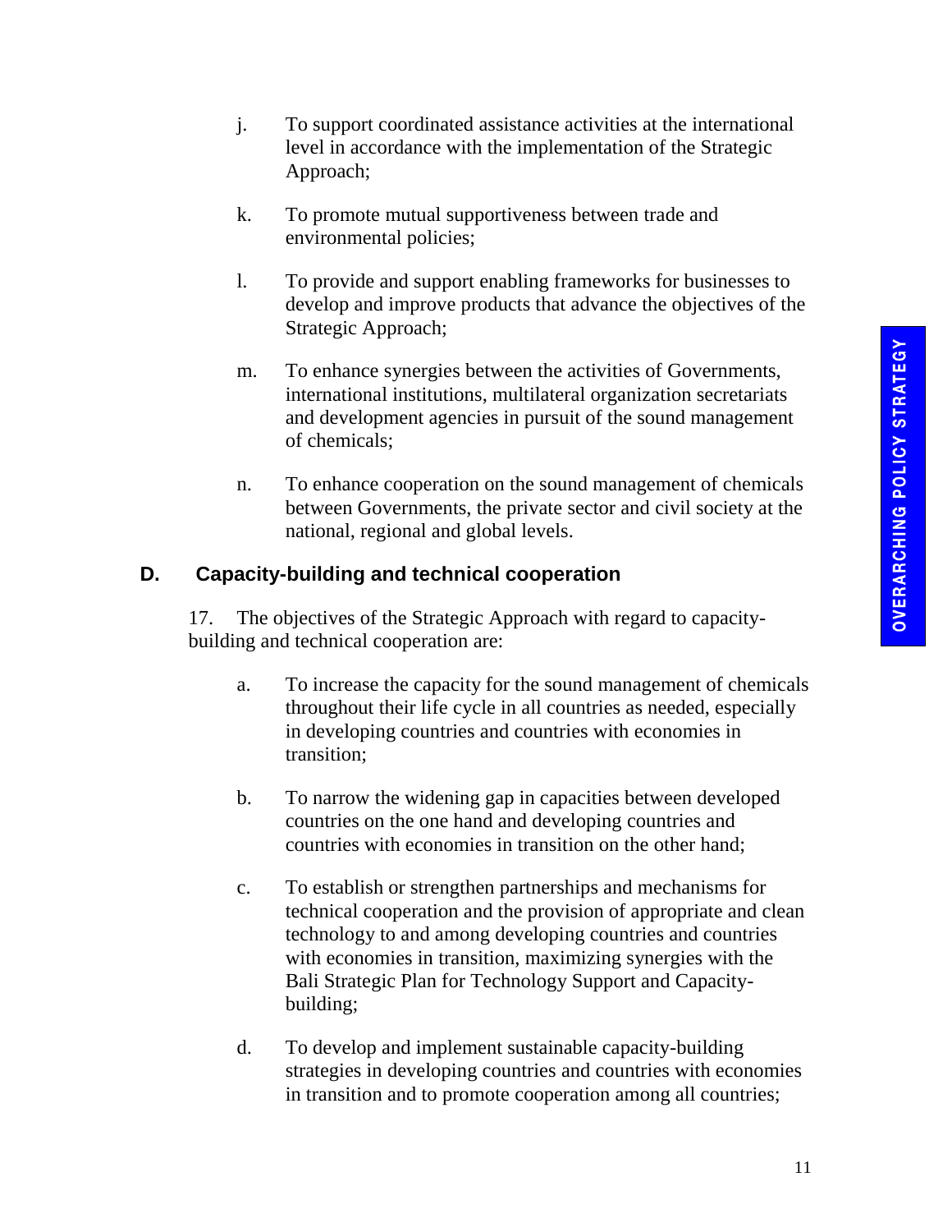j. To support coordinated assistance activities at the international level in accordance with the implementation of the Strategic Approach;

k. To promote mutual supportiveness between trade and environmental policies;

l. To provide and support enabling frameworks for businesses to develop and improve products that advance the objectives of the Strategic Approach;

m. To enhance synergies between the activities of Governments, international institutions, multilateral organization secretariats and development agencies in pursuit of the sound management of chemicals;

n. To enhance cooperation on the sound management of chemicals between Governments, the private sector and civil society at the national, regional and global levels.

## D. Capacity-building and technical cooperation

17. The objectives of the Strategic Approach with regard to capacity-building and technical cooperation are:

a. To increase the capacity for the sound management of chemicals throughout their life cycle in all countries as needed, especially in developing countries and countries with economies in transition;

b. To narrow the widening gap in capacities between developed countries on the one hand and developing countries and countries with economies in transition on the other hand;

c. To establish or strengthen partnerships and mechanisms for technical cooperation and the provision of appropriate and clean technology to and among developing countries and countries with economies in transition, maximizing synergies with the Bali Strategic Plan for Technology Support and Capacity-building;

d. To develop and implement sustainable capacity-building strategies in developing countries and countries with economies in transition and to promote cooperation among all countries;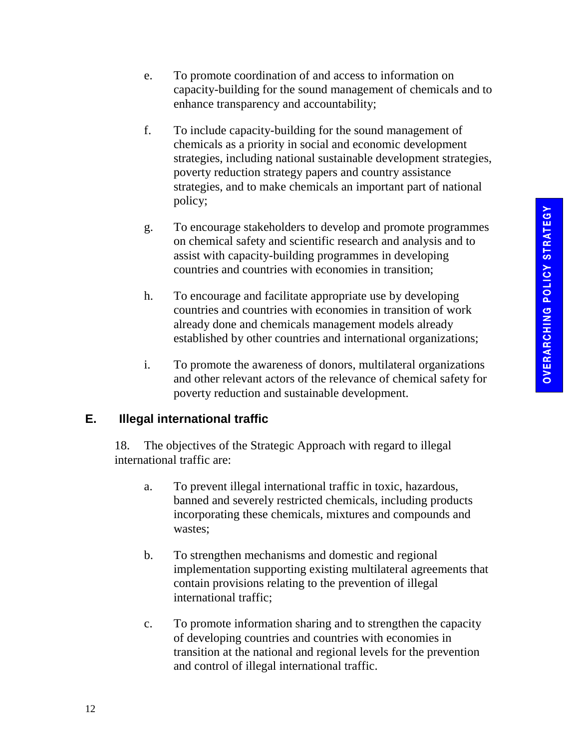e. To promote coordination of and access to information on capacity-building for the sound management of chemicals and to enhance transparency and accountability;

f. To include capacity-building for the sound management of chemicals as a priority in social and economic development strategies, including national sustainable development strategies, poverty reduction strategy papers and country assistance strategies, and to make chemicals an important part of national policy;

g. To encourage stakeholders to develop and promote programmes on chemical safety and scientific research and analysis and to assist with capacity-building programmes in developing countries and countries with economies in transition;

h. To encourage and facilitate appropriate use by developing countries and countries with economies in transition of work already done and chemicals management models already established by other countries and international organizations;

i. To promote the awareness of donors, multilateral organizations and other relevant actors of the relevance of chemical safety for poverty reduction and sustainable development.

## E. Illegal international traffic

18. The objectives of the Strategic Approach with regard to illegal international traffic are:

a. To prevent illegal international traffic in toxic, hazardous, banned and severely restricted chemicals, including products incorporating these chemicals, mixtures and compounds and wastes;

b. To strengthen mechanisms and domestic and regional implementation supporting existing multilateral agreements that contain provisions relating to the prevention of illegal international traffic;

c. To promote information sharing and to strengthen the capacity of developing countries and countries with economies in transition at the national and regional levels for the prevention and control of illegal international traffic.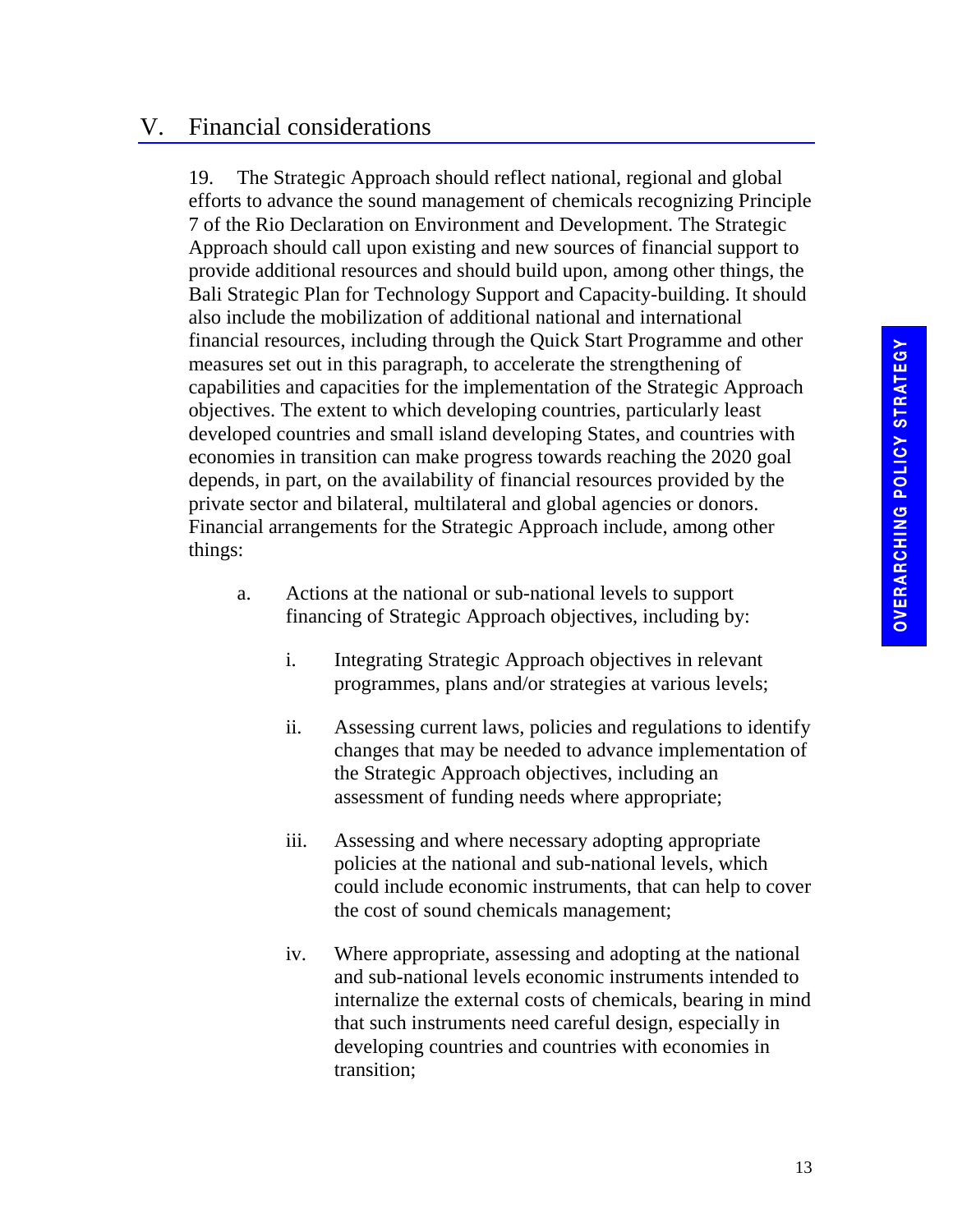## V. Financial considerations

19. The Strategic Approach should reflect national, regional and global efforts to advance the sound management of chemicals recognizing Principle 7 of the Rio Declaration on Environment and Development. The Strategic Approach should call upon existing and new sources of financial support to provide additional resources and should build upon, among other things, the Bali Strategic Plan for Technology Support and Capacity-building. It should also include the mobilization of additional national and international financial resources, including through the Quick Start Programme and other measures set out in this paragraph, to accelerate the strengthening of capabilities and capacities for the implementation of the Strategic Approach objectives. The extent to which developing countries, particularly least developed countries and small island developing States, and countries with economies in transition can make progress towards reaching the 2020 goal depends, in part, on the availability of financial resources provided by the private sector and bilateral, multilateral and global agencies or donors. Financial arrangements for the Strategic Approach include, among other things:

a. Actions at the national or sub-national levels to support financing of Strategic Approach objectives, including by:

   i. Integrating Strategic Approach objectives in relevant programmes, plans and/or strategies at various levels;

   ii. Assessing current laws, policies and regulations to identify changes that may be needed to advance implementation of the Strategic Approach objectives, including an assessment of funding needs where appropriate;

   iii. Assessing and where necessary adopting appropriate policies at the national and sub-national levels, which could include economic instruments, that can help to cover the cost of sound chemicals management;

   iv. Where appropriate, assessing and adopting at the national and sub-national levels economic instruments intended to internalize the external costs of chemicals, bearing in mind that such instruments need careful design, especially in developing countries and countries with economies in transition;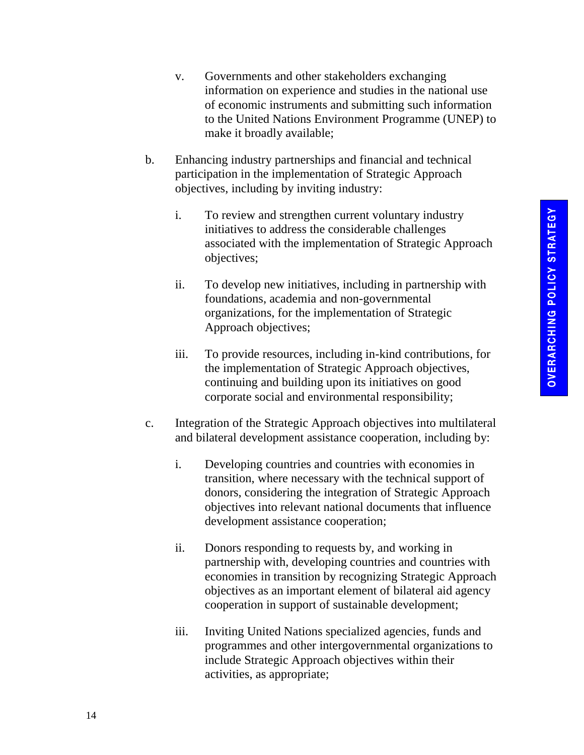v. Governments and other stakeholders exchanging information on experience and studies in the national use of economic instruments and submitting such information to the United Nations Environment Programme (UNEP) to make it broadly available;

b. Enhancing industry partnerships and financial and technical participation in the implementation of Strategic Approach objectives, including by inviting industry:

   i. To review and strengthen current voluntary industry initiatives to address the considerable challenges associated with the implementation of Strategic Approach objectives;

   ii. To develop new initiatives, including in partnership with foundations, academia and non-governmental organizations, for the implementation of Strategic Approach objectives;

   iii. To provide resources, including in-kind contributions, for the implementation of Strategic Approach objectives, continuing and building upon its initiatives on good corporate social and environmental responsibility;

c. Integration of the Strategic Approach objectives into multilateral and bilateral development assistance cooperation, including by:

   i. Developing countries and countries with economies in transition, where necessary with the technical support of donors, considering the integration of Strategic Approach objectives into relevant national documents that influence development assistance cooperation;

   ii. Donors responding to requests by, and working in partnership with, developing countries and countries with economies in transition by recognizing Strategic Approach objectives as an important element of bilateral aid agency cooperation in support of sustainable development;

   iii. Inviting United Nations specialized agencies, funds and programmes and other intergovernmental organizations to include Strategic Approach objectives within their activities, as appropriate;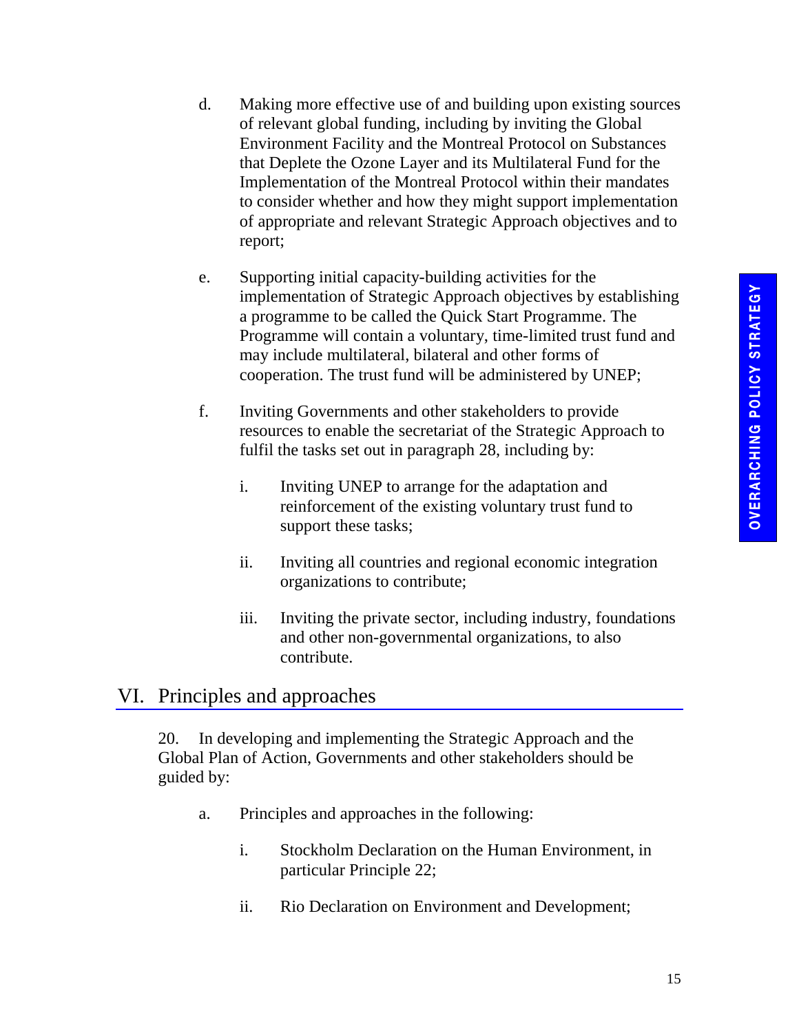d. Making more effective use of and building upon existing sources of relevant global funding, including by inviting the Global Environment Facility and the Montreal Protocol on Substances that Deplete the Ozone Layer and its Multilateral Fund for the Implementation of the Montreal Protocol within their mandates to consider whether and how they might support implementation of appropriate and relevant Strategic Approach objectives and to report;

e. Supporting initial capacity-building activities for the implementation of Strategic Approach objectives by establishing a programme to be called the Quick Start Programme. The Programme will contain a voluntary, time-limited trust fund and may include multilateral, bilateral and other forms of cooperation. The trust fund will be administered by UNEP;

f. Inviting Governments and other stakeholders to provide resources to enable the secretariat of the Strategic Approach to fulfil the tasks set out in paragraph 28, including by:

   i. Inviting UNEP to arrange for the adaptation and reinforcement of the existing voluntary trust fund to support these tasks;

   ii. Inviting all countries and regional economic integration organizations to contribute;

   iii. Inviting the private sector, including industry, foundations and other non-governmental organizations, to also contribute.

## VI. Principles and approaches

20. In developing and implementing the Strategic Approach and the Global Plan of Action, Governments and other stakeholders should be guided by:

a. Principles and approaches in the following:

   i. Stockholm Declaration on the Human Environment, in particular Principle 22;

   ii. Rio Declaration on Environment and Development;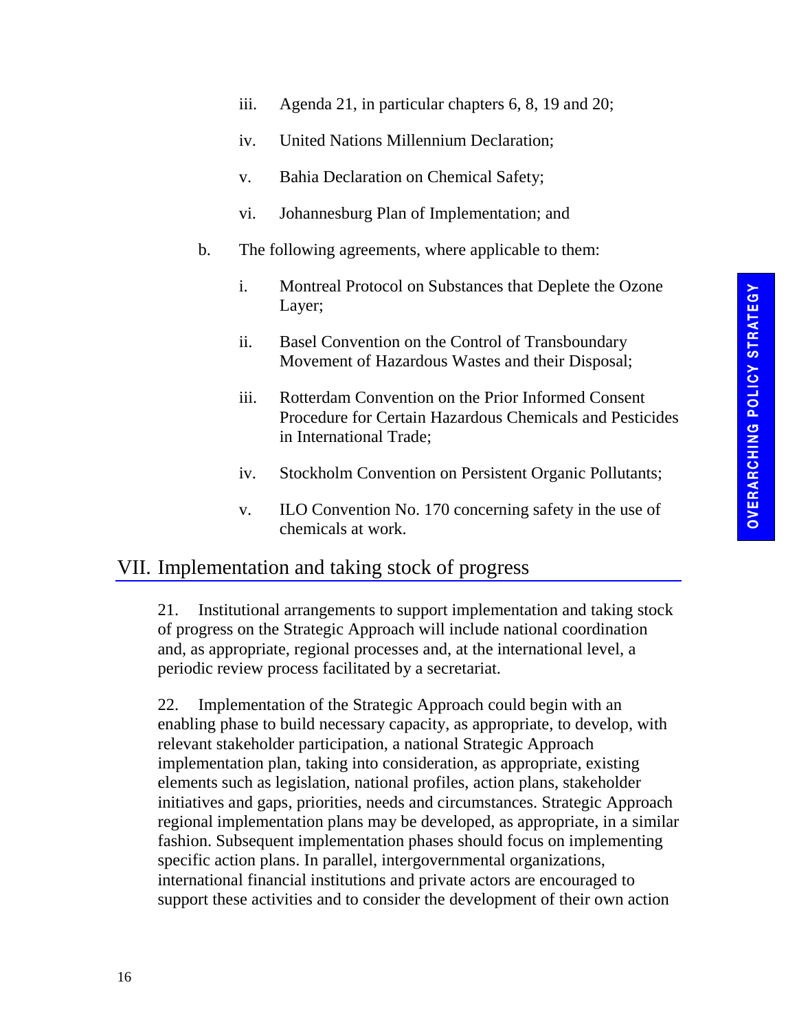iii. Agenda 21, in particular chapters 6, 8, 19 and 20;

iv. United Nations Millennium Declaration;

v. Bahia Declaration on Chemical Safety;

vi. Johannesburg Plan of Implementation; and

b. The following agreements, where applicable to them:

i. Montreal Protocol on Substances that Deplete the Ozone Layer;

ii. Basel Convention on the Control of Transboundary Movement of Hazardous Wastes and their Disposal;

iii. Rotterdam Convention on the Prior Informed Consent Procedure for Certain Hazardous Chemicals and Pesticides in International Trade;

iv. Stockholm Convention on Persistent Organic Pollutants;

v. ILO Convention No. 170 concerning safety in the use of chemicals at work.

## VII. Implementation and taking stock of progress

21. Institutional arrangements to support implementation and taking stock of progress on the Strategic Approach will include national coordination and, as appropriate, regional processes and, at the international level, a periodic review process facilitated by a secretariat.

22. Implementation of the Strategic Approach could begin with an enabling phase to build necessary capacity, as appropriate, to develop, with relevant stakeholder participation, a national Strategic Approach implementation plan, taking into consideration, as appropriate, existing elements such as legislation, national profiles, action plans, stakeholder initiatives and gaps, priorities, needs and circumstances. Strategic Approach regional implementation plans may be developed, as appropriate, in a similar fashion. Subsequent implementation phases should focus on implementing specific action plans. In parallel, intergovernmental organizations, international financial institutions and private actors are encouraged to support these activities and to consider the development of their own action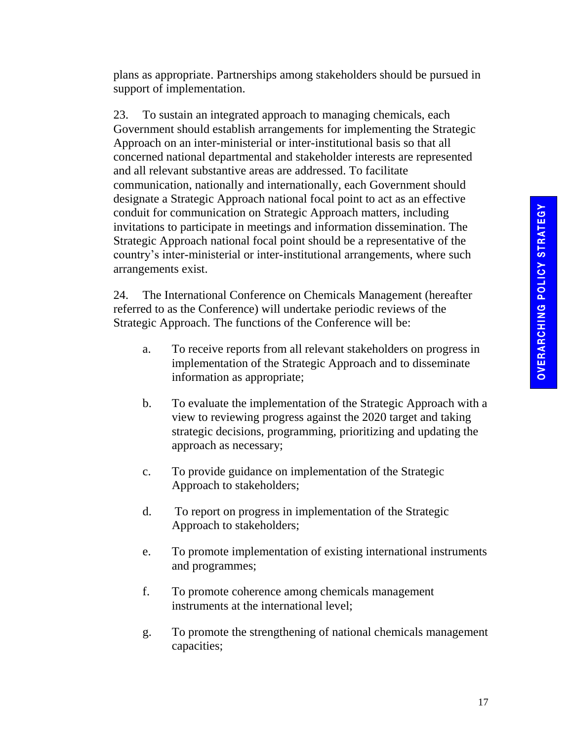plans as appropriate. Partnerships among stakeholders should be pursued in support of implementation.

23. To sustain an integrated approach to managing chemicals, each Government should establish arrangements for implementing the Strategic Approach on an inter-ministerial or inter-institutional basis so that all concerned national departmental and stakeholder interests are represented and all relevant substantive areas are addressed. To facilitate communication, nationally and internationally, each Government should designate a Strategic Approach national focal point to act as an effective conduit for communication on Strategic Approach matters, including invitations to participate in meetings and information dissemination. The Strategic Approach national focal point should be a representative of the country's inter-ministerial or inter-institutional arrangements, where such arrangements exist.

24. The International Conference on Chemicals Management (hereafter referred to as the Conference) will undertake periodic reviews of the Strategic Approach. The functions of the Conference will be:

a. To receive reports from all relevant stakeholders on progress in implementation of the Strategic Approach and to disseminate information as appropriate;

b. To evaluate the implementation of the Strategic Approach with a view to reviewing progress against the 2020 target and taking strategic decisions, programming, prioritizing and updating the approach as necessary;

c. To provide guidance on implementation of the Strategic Approach to stakeholders;

d. To report on progress in implementation of the Strategic Approach to stakeholders;

e. To promote implementation of existing international instruments and programmes;

f. To promote coherence among chemicals management instruments at the international level;

g. To promote the strengthening of national chemicals management capacities;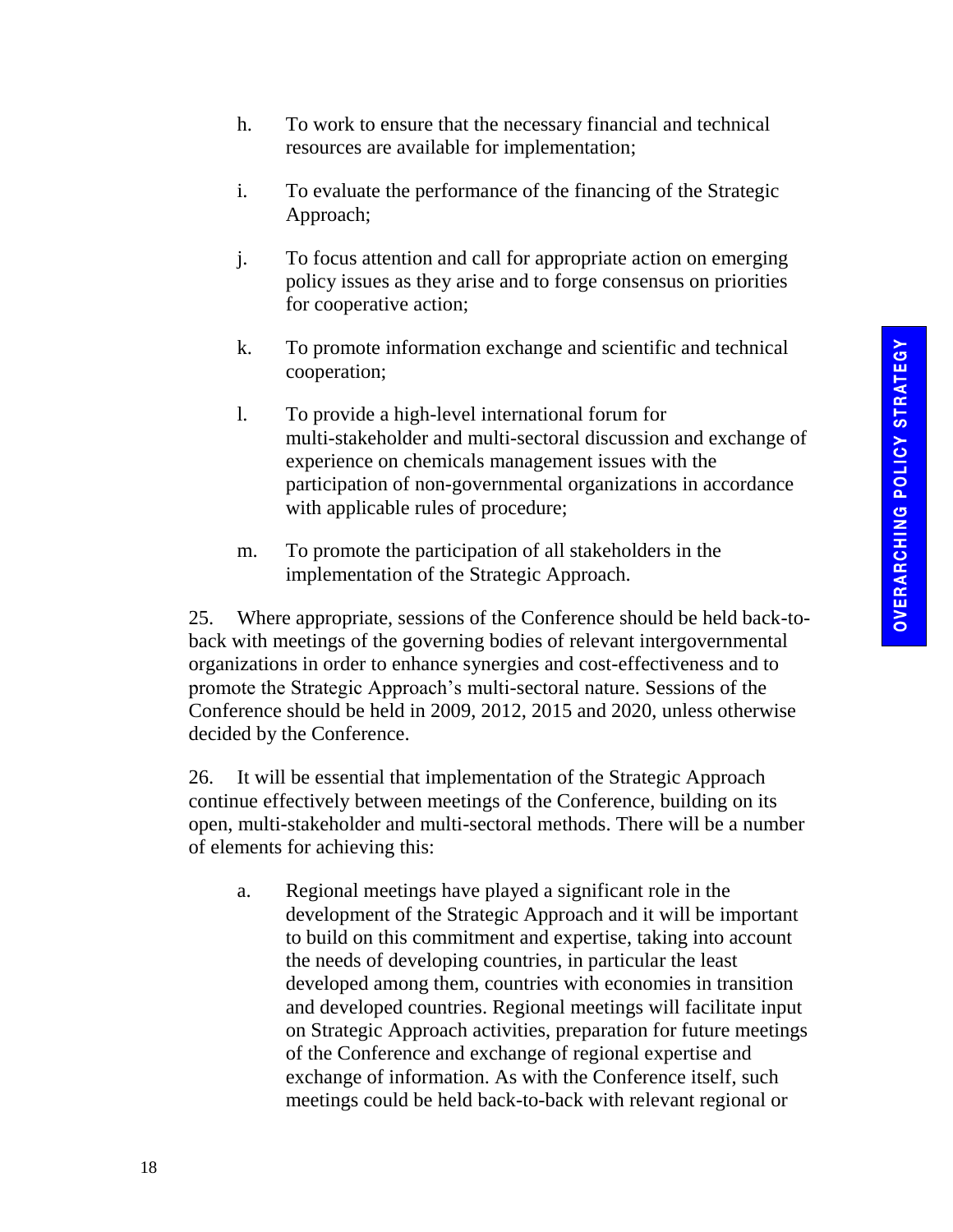h. To work to ensure that the necessary financial and technical resources are available for implementation;

i. To evaluate the performance of the financing of the Strategic Approach;

j. To focus attention and call for appropriate action on emerging policy issues as they arise and to forge consensus on priorities for cooperative action;

k. To promote information exchange and scientific and technical cooperation;

l. To provide a high-level international forum for multi-stakeholder and multi-sectoral discussion and exchange of experience on chemicals management issues with the participation of non-governmental organizations in accordance with applicable rules of procedure;

m. To promote the participation of all stakeholders in the implementation of the Strategic Approach.

25. Where appropriate, sessions of the Conference should be held back-to-back with meetings of the governing bodies of relevant intergovernmental organizations in order to enhance synergies and cost-effectiveness and to promote the Strategic Approach's multi-sectoral nature. Sessions of the Conference should be held in 2009, 2012, 2015 and 2020, unless otherwise decided by the Conference.

26. It will be essential that implementation of the Strategic Approach continue effectively between meetings of the Conference, building on its open, multi-stakeholder and multi-sectoral methods. There will be a number of elements for achieving this:

a. Regional meetings have played a significant role in the development of the Strategic Approach and it will be important to build on this commitment and expertise, taking into account the needs of developing countries, in particular the least developed among them, countries with economies in transition and developed countries. Regional meetings will facilitate input on Strategic Approach activities, preparation for future meetings of the Conference and exchange of regional expertise and exchange of information. As with the Conference itself, such meetings could be held back-to-back with relevant regional or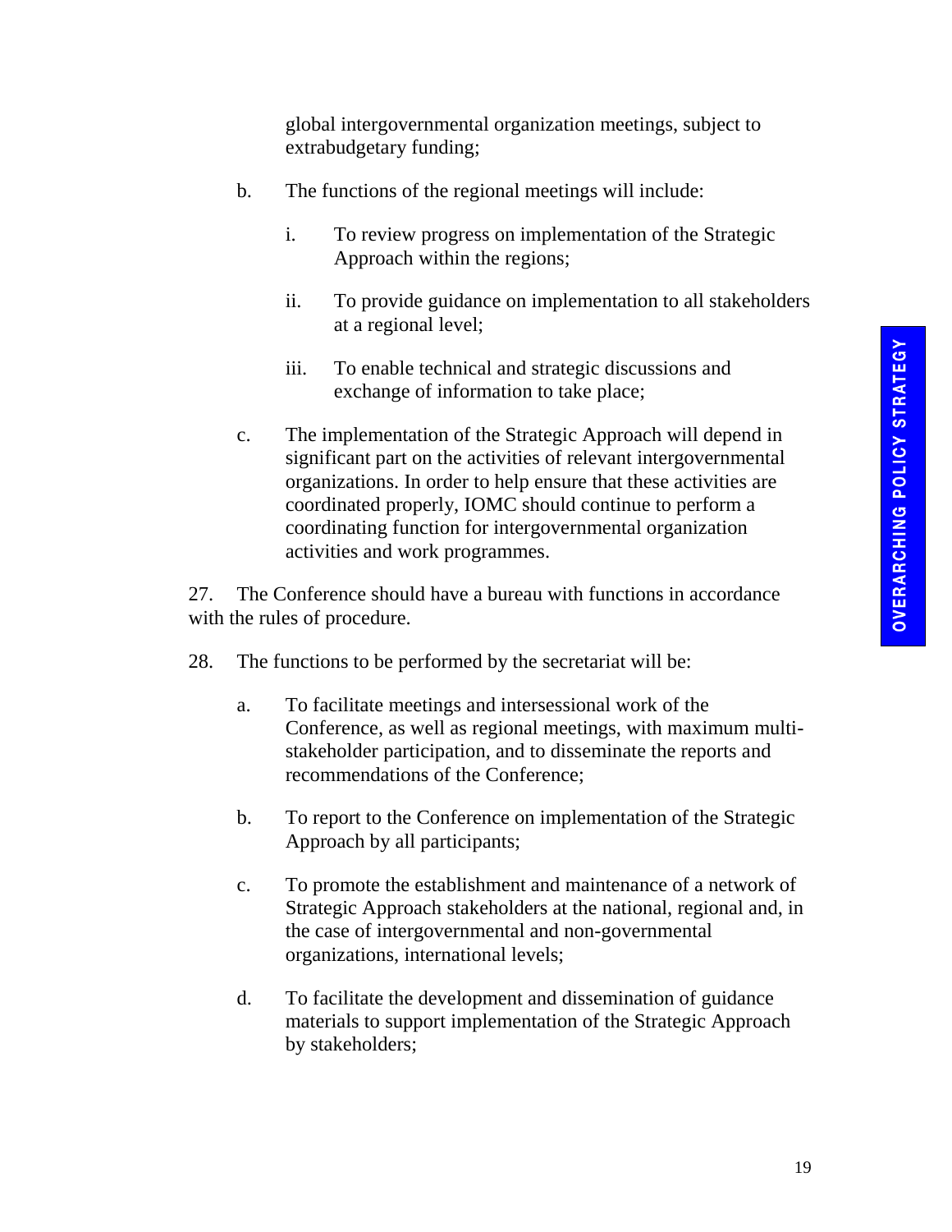global intergovernmental organization meetings, subject to extrabudgetary funding;

b. The functions of the regional meetings will include:

   i. To review progress on implementation of the Strategic Approach within the regions;

   ii. To provide guidance on implementation to all stakeholders at a regional level;

   iii. To enable technical and strategic discussions and exchange of information to take place;

c. The implementation of the Strategic Approach will depend in significant part on the activities of relevant intergovernmental organizations. In order to help ensure that these activities are coordinated properly, IOMC should continue to perform a coordinating function for intergovernmental organization activities and work programmes.

27. The Conference should have a bureau with functions in accordance with the rules of procedure.

28. The functions to be performed by the secretariat will be:

a. To facilitate meetings and intersessional work of the Conference, as well as regional meetings, with maximum multi-stakeholder participation, and to disseminate the reports and recommendations of the Conference;

b. To report to the Conference on implementation of the Strategic Approach by all participants;

c. To promote the establishment and maintenance of a network of Strategic Approach stakeholders at the national, regional and, in the case of intergovernmental and non-governmental organizations, international levels;

d. To facilitate the development and dissemination of guidance materials to support implementation of the Strategic Approach by stakeholders;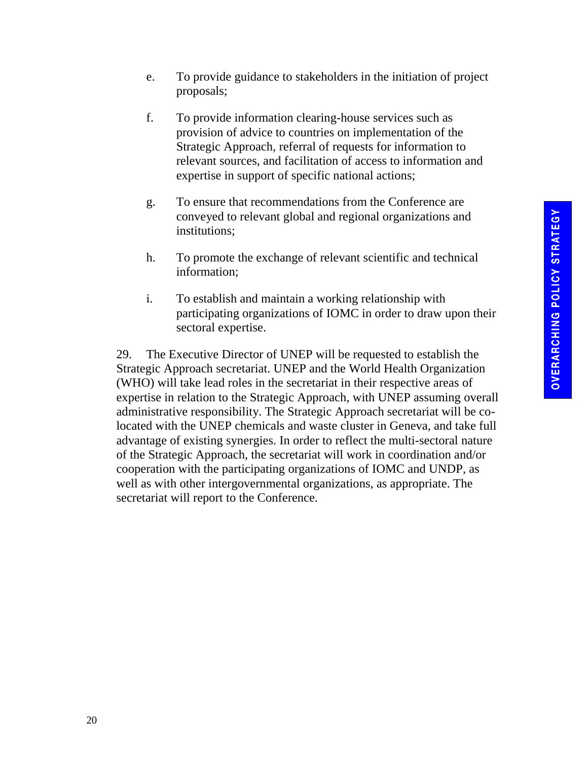e. To provide guidance to stakeholders in the initiation of project proposals;

f. To provide information clearing-house services such as provision of advice to countries on implementation of the Strategic Approach, referral of requests for information to relevant sources, and facilitation of access to information and expertise in support of specific national actions;

g. To ensure that recommendations from the Conference are conveyed to relevant global and regional organizations and institutions;

h. To promote the exchange of relevant scientific and technical information;

i. To establish and maintain a working relationship with participating organizations of IOMC in order to draw upon their sectoral expertise.

29. The Executive Director of UNEP will be requested to establish the Strategic Approach secretariat. UNEP and the World Health Organization (WHO) will take lead roles in the secretariat in their respective areas of expertise in relation to the Strategic Approach, with UNEP assuming overall administrative responsibility. The Strategic Approach secretariat will be co-located with the UNEP chemicals and waste cluster in Geneva, and take full advantage of existing synergies. In order to reflect the multi-sectoral nature of the Strategic Approach, the secretariat will work in coordination and/or cooperation with the participating organizations of IOMC and UNDP, as well as with other intergovernmental organizations, as appropriate. The secretariat will report to the Conference.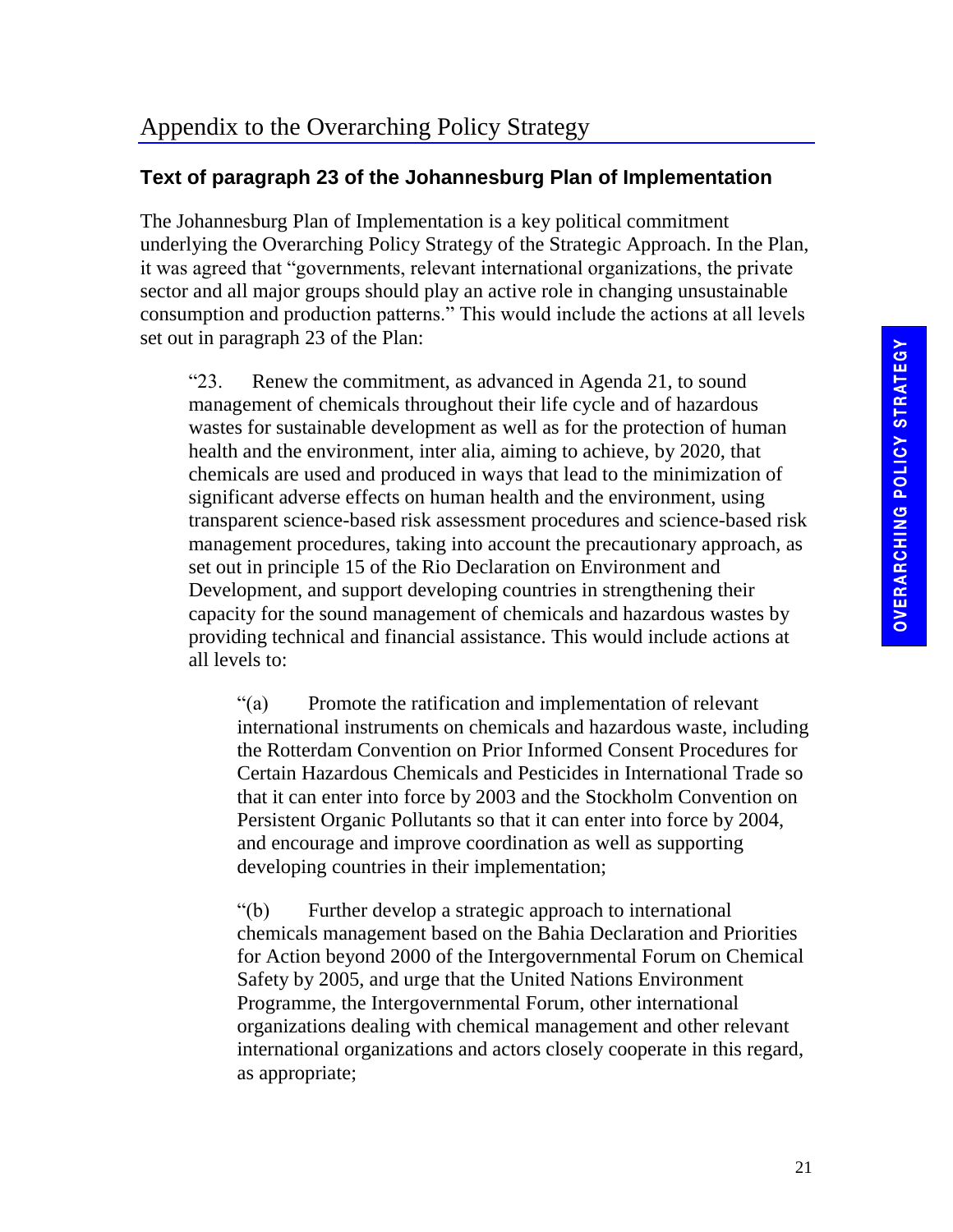# Appendix to the Overarching Policy Strategy

## Text of paragraph 23 of the Johannesburg Plan of Implementation

The Johannesburg Plan of Implementation is a key political commitment underlying the Overarching Policy Strategy of the Strategic Approach. In the Plan, it was agreed that "governments, relevant international organizations, the private sector and all major groups should play an active role in changing unsustainable consumption and production patterns." This would include the actions at all levels set out in paragraph 23 of the Plan:

> "23. Renew the commitment, as advanced in Agenda 21, to sound management of chemicals throughout their life cycle and of hazardous wastes for sustainable development as well as for the protection of human health and the environment, inter alia, aiming to achieve, by 2020, that chemicals are used and produced in ways that lead to the minimization of significant adverse effects on human health and the environment, using transparent science-based risk assessment procedures and science-based risk management procedures, taking into account the precautionary approach, as set out in principle 15 of the Rio Declaration on Environment and Development, and support developing countries in strengthening their capacity for the sound management of chemicals and hazardous wastes by providing technical and financial assistance. This would include actions at all levels to:
>
> > "(a) Promote the ratification and implementation of relevant international instruments on chemicals and hazardous waste, including the Rotterdam Convention on Prior Informed Consent Procedures for Certain Hazardous Chemicals and Pesticides in International Trade so that it can enter into force by 2003 and the Stockholm Convention on Persistent Organic Pollutants so that it can enter into force by 2004, and encourage and improve coordination as well as supporting developing countries in their implementation;
> >
> > "(b) Further develop a strategic approach to international chemicals management based on the Bahia Declaration and Priorities for Action beyond 2000 of the Intergovernmental Forum on Chemical Safety by 2005, and urge that the United Nations Environment Programme, the Intergovernmental Forum, other international organizations dealing with chemical management and other relevant international organizations and actors closely cooperate in this regard, as appropriate;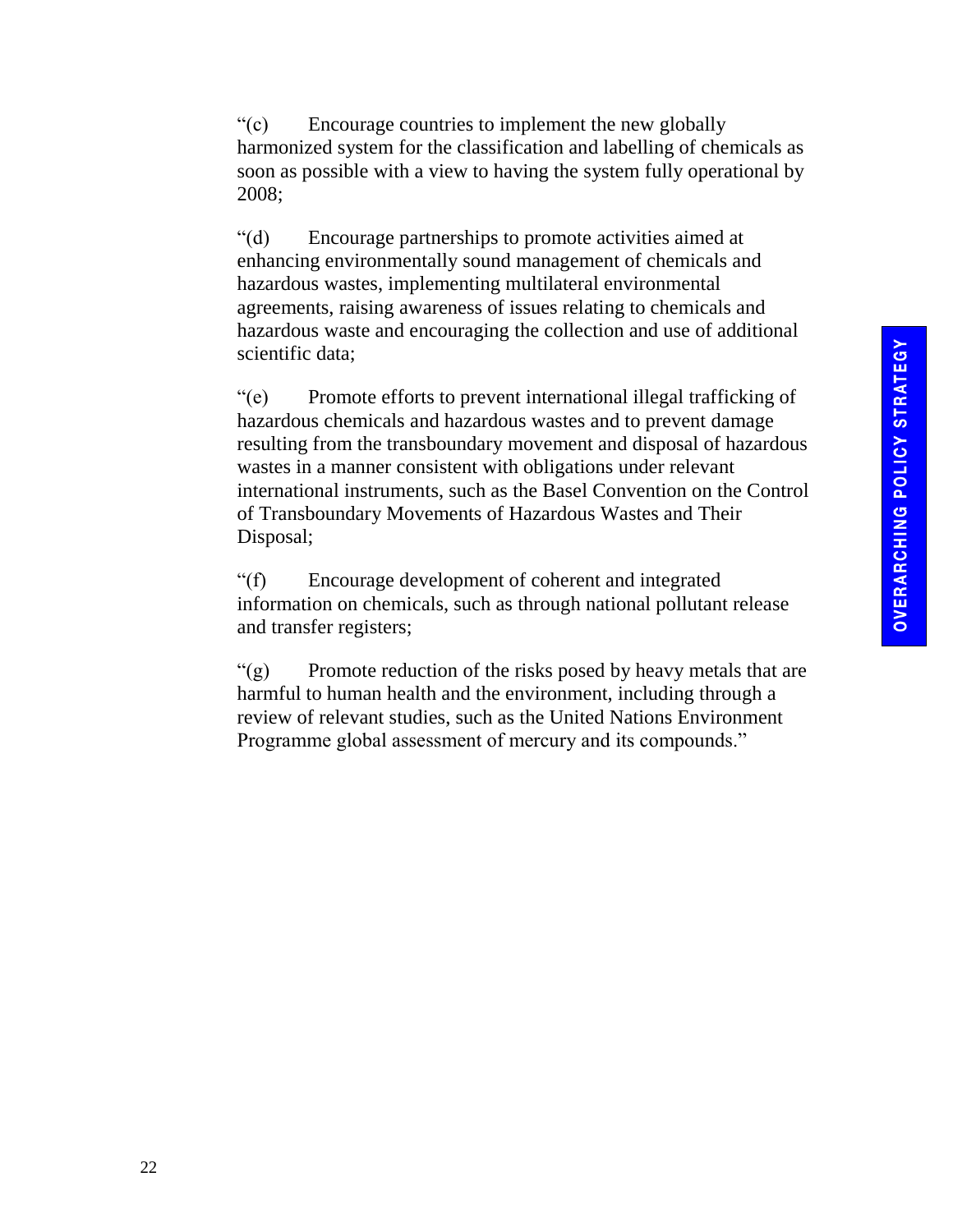"(c) Encourage countries to implement the new globally harmonized system for the classification and labelling of chemicals as soon as possible with a view to having the system fully operational by 2008;

"(d) Encourage partnerships to promote activities aimed at enhancing environmentally sound management of chemicals and hazardous wastes, implementing multilateral environmental agreements, raising awareness of issues relating to chemicals and hazardous waste and encouraging the collection and use of additional scientific data;

"(e) Promote efforts to prevent international illegal trafficking of hazardous chemicals and hazardous wastes and to prevent damage resulting from the transboundary movement and disposal of hazardous wastes in a manner consistent with obligations under relevant international instruments, such as the Basel Convention on the Control of Transboundary Movements of Hazardous Wastes and Their Disposal;

"(f) Encourage development of coherent and integrated information on chemicals, such as through national pollutant release and transfer registers;

"(g) Promote reduction of the risks posed by heavy metals that are harmful to human health and the environment, including through a review of relevant studies, such as the United Nations Environment Programme global assessment of mercury and its compounds."